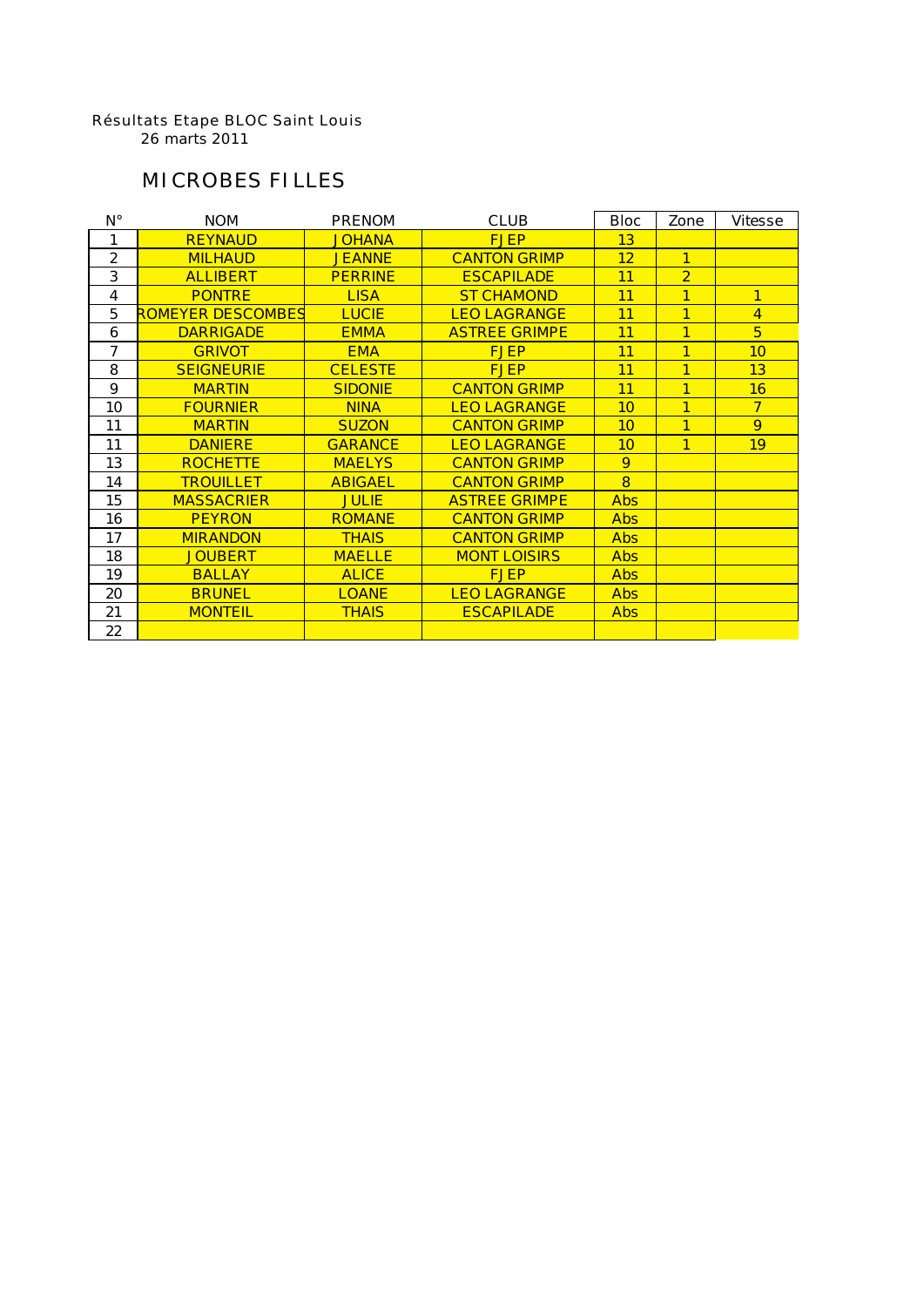Résultats Etape BLOC Saint Louis
26 marts 2011

## MICROBES FILLES

| N° | NOM | PRENOM | CLUB | Bloc | Zone | Vitesse |
|---|---|---|---|---|---|---|
| 1 | REYNAUD | JOHANA | FJEP | 13 | | |
| 2 | MILHAUD | JEANNE | CANTON GRIMP | 12 | 1 | |
| 3 | ALLIBERT | PERRINE | ESCAPILADE | 11 | 2 | |
| 4 | PONTRE | LISA | ST CHAMOND | 11 | 1 | 1 |
| 5 | ROMEYER DESCOMBES | LUCIE | LEO LAGRANGE | 11 | 1 | 4 |
| 6 | DARRIGADE | EMMA | ASTREE GRIMPE | 11 | 1 | 5 |
| 7 | GRIVOT | EMA | FJEP | 11 | 1 | 10 |
| 8 | SEIGNEURIE | CELESTE | FJEP | 11 | 1 | 13 |
| 9 | MARTIN | SIDONIE | CANTON GRIMP | 11 | 1 | 16 |
| 10 | FOURNIER | NINA | LEO LAGRANGE | 10 | 1 | 7 |
| 11 | MARTIN | SUZON | CANTON GRIMP | 10 | 1 | 9 |
| 11 | DANIERE | GARANCE | LEO LAGRANGE | 10 | 1 | 19 |
| 13 | ROCHETTE | MAELYS | CANTON GRIMP | 9 | | |
| 14 | TROUILLET | ABIGAEL | CANTON GRIMP | 8 | | |
| 15 | MASSACRIER | JULIE | ASTREE GRIMPE | Abs | | |
| 16 | PEYRON | ROMANE | CANTON GRIMP | Abs | | |
| 17 | MIRANDON | THAIS | CANTON GRIMP | Abs | | |
| 18 | JOUBERT | MAELLE | MONT LOISIRS | Abs | | |
| 19 | BALLAY | ALICE | FJEP | Abs | | |
| 20 | BRUNEL | LOANE | LEO LAGRANGE | Abs | | |
| 21 | MONTEIL | THAIS | ESCAPILADE | Abs | | |
| 22 | | | | | | |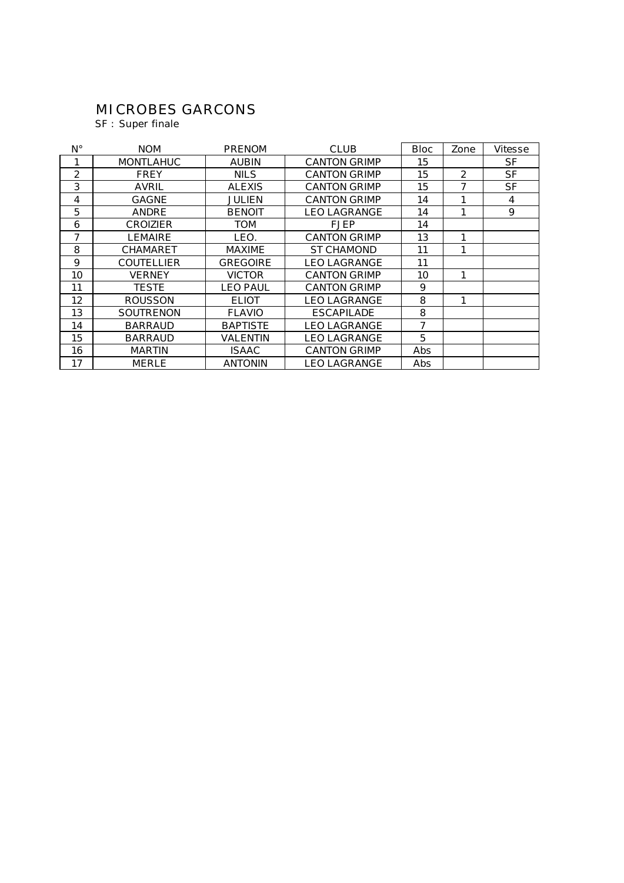# MICROBES GARCONS

SF : Super finale

| N° | NOM | PRENOM | CLUB | Bloc | Zone | Vitesse |
|---|---|---|---|---|---|---|
| 1 | MONTLAHUC | AUBIN | CANTON GRIMP | 15 | | SF |
| 2 | FREY | NILS | CANTON GRIMP | 15 | 2 | SF |
| 3 | AVRIL | ALEXIS | CANTON GRIMP | 15 | 7 | SF |
| 4 | GAGNE | JULIEN | CANTON GRIMP | 14 | 1 | 4 |
| 5 | ANDRE | BENOIT | LEO LAGRANGE | 14 | 1 | 9 |
| 6 | CROIZIER | TOM | FJEP | 14 | | |
| 7 | LEMAIRE | LEO. | CANTON GRIMP | 13 | 1 | |
| 8 | CHAMARET | MAXIME | ST CHAMOND | 11 | 1 | |
| 9 | COUTELLIER | GREGOIRE | LEO LAGRANGE | 11 | | |
| 10 | VERNEY | VICTOR | CANTON GRIMP | 10 | 1 | |
| 11 | TESTE | LEO PAUL | CANTON GRIMP | 9 | | |
| 12 | ROUSSON | ELIOT | LEO LAGRANGE | 8 | 1 | |
| 13 | SOUTRENON | FLAVIO | ESCAPILADE | 8 | | |
| 14 | BARRAUD | BAPTISTE | LEO LAGRANGE | 7 | | |
| 15 | BARRAUD | VALENTIN | LEO LAGRANGE | 5 | | |
| 16 | MARTIN | ISAAC | CANTON GRIMP | Abs | | |
| 17 | MERLE | ANTONIN | LEO LAGRANGE | Abs | | |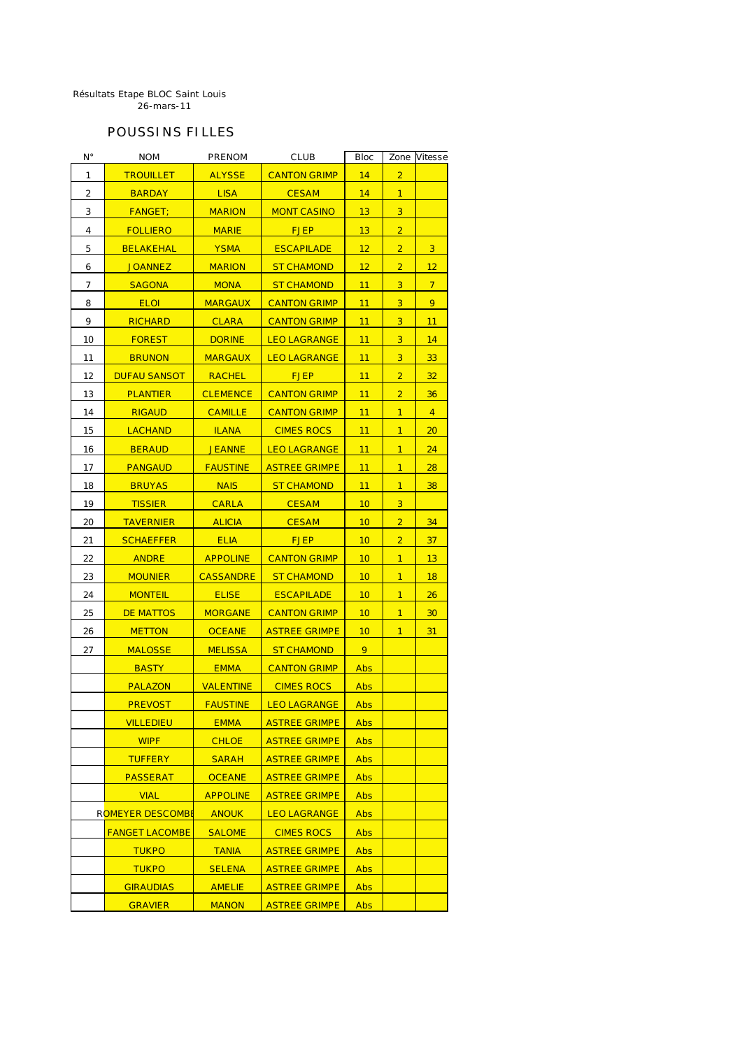Résultats Etape BLOC Saint Louis
26-mars-11

## POUSSINS FILLES

| N° | NOM | PRENOM | CLUB | Bloc | Zone | Vitesse |
|---|---|---|---|---|---|---|
| 1 | TROUILLET | ALYSSE | CANTON GRIMP | 14 | 2 | |
| 2 | BARDAY | LISA | CESAM | 14 | 1 | |
| 3 | FANGET; | MARION | MONT CASINO | 13 | 3 | |
| 4 | FOLLIERO | MARIE | FJEP | 13 | 2 | |
| 5 | BELAKEHAL | YSMA | ESCAPILADE | 12 | 2 | 3 |
| 6 | JOANNEZ | MARION | ST CHAMOND | 12 | 2 | 12 |
| 7 | SAGONA | MONA | ST CHAMOND | 11 | 3 | 7 |
| 8 | ELOI | MARGAUX | CANTON GRIMP | 11 | 3 | 9 |
| 9 | RICHARD | CLARA | CANTON GRIMP | 11 | 3 | 11 |
| 10 | FOREST | DORINE | LEO LAGRANGE | 11 | 3 | 14 |
| 11 | BRUNON | MARGAUX | LEO LAGRANGE | 11 | 3 | 33 |
| 12 | DUFAU SANSOT | RACHEL | FJEP | 11 | 2 | 32 |
| 13 | PLANTIER | CLEMENCE | CANTON GRIMP | 11 | 2 | 36 |
| 14 | RIGAUD | CAMILLE | CANTON GRIMP | 11 | 1 | 4 |
| 15 | LACHAND | ILANA | CIMES ROCS | 11 | 1 | 20 |
| 16 | BERAUD | JEANNE | LEO LAGRANGE | 11 | 1 | 24 |
| 17 | PANGAUD | FAUSTINE | ASTREE GRIMPE | 11 | 1 | 28 |
| 18 | BRUYAS | NAIS | ST CHAMOND | 11 | 1 | 38 |
| 19 | TISSIER | CARLA | CESAM | 10 | 3 | |
| 20 | TAVERNIER | ALICIA | CESAM | 10 | 2 | 34 |
| 21 | SCHAEFFER | ELIA | FJEP | 10 | 2 | 37 |
| 22 | ANDRE | APPOLINE | CANTON GRIMP | 10 | 1 | 13 |
| 23 | MOUNIER | CASSANDRE | ST CHAMOND | 10 | 1 | 18 |
| 24 | MONTEIL | ELISE | ESCAPILADE | 10 | 1 | 26 |
| 25 | DE MATTOS | MORGANE | CANTON GRIMP | 10 | 1 | 30 |
| 26 | METTON | OCEANE | ASTREE GRIMPE | 10 | 1 | 31 |
| 27 | MALOSSE | MELISSA | ST CHAMOND | 9 | | |
| | BASTY | EMMA | CANTON GRIMP | Abs | | |
| | PALAZON | VALENTINE | CIMES ROCS | Abs | | |
| | PREVOST | FAUSTINE | LEO LAGRANGE | Abs | | |
| | VILLEDIEU | EMMA | ASTREE GRIMPE | Abs | | |
| | WIPF | CHLOE | ASTREE GRIMPE | Abs | | |
| | TUFFERY | SARAH | ASTREE GRIMPE | Abs | | |
| | PASSERAT | OCEANE | ASTREE GRIMPE | Abs | | |
| | VIAL | APPOLINE | ASTREE GRIMPE | Abs | | |
| | ROMEYER DESCOMBE | ANOUK | LEO LAGRANGE | Abs | | |
| | FANGET LACOMBE | SALOME | CIMES ROCS | Abs | | |
| | TUKPO | TANIA | ASTREE GRIMPE | Abs | | |
| | TUKPO | SELENA | ASTREE GRIMPE | Abs | | |
| | GIRAUDIAS | AMELIE | ASTREE GRIMPE | Abs | | |
| | GRAVIER | MANON | ASTREE GRIMPE | Abs | | |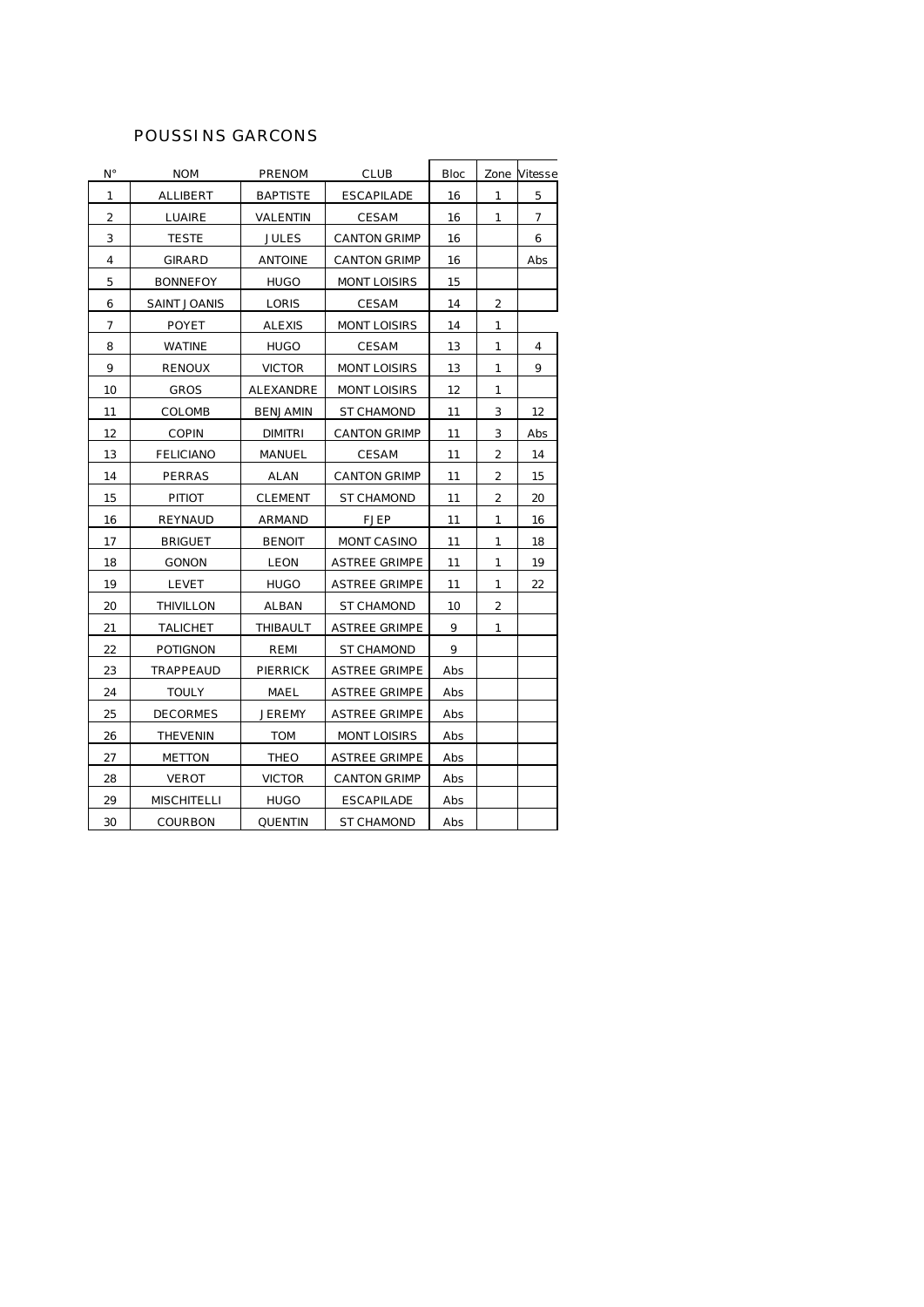## POUSSINS GARCONS

| N° | NOM | PRENOM | CLUB | Bloc | Zone | Vitesse |
|---|---|---|---|---|---|---|
| 1 | ALLIBERT | BAPTISTE | ESCAPILADE | 16 | 1 | 5 |
| 2 | LUAIRE | VALENTIN | CESAM | 16 | 1 | 7 |
| 3 | TESTE | JULES | CANTON GRIMP | 16 | | 6 |
| 4 | GIRARD | ANTOINE | CANTON GRIMP | 16 | | Abs |
| 5 | BONNEFOY | HUGO | MONT LOISIRS | 15 | | |
| 6 | SAINT JOANIS | LORIS | CESAM | 14 | 2 | |
| 7 | POYET | ALEXIS | MONT LOISIRS | 14 | 1 | |
| 8 | WATINE | HUGO | CESAM | 13 | 1 | 4 |
| 9 | RENOUX | VICTOR | MONT LOISIRS | 13 | 1 | 9 |
| 10 | GROS | ALEXANDRE | MONT LOISIRS | 12 | 1 | |
| 11 | COLOMB | BENJAMIN | ST CHAMOND | 11 | 3 | 12 |
| 12 | COPIN | DIMITRI | CANTON GRIMP | 11 | 3 | Abs |
| 13 | FELICIANO | MANUEL | CESAM | 11 | 2 | 14 |
| 14 | PERRAS | ALAN | CANTON GRIMP | 11 | 2 | 15 |
| 15 | PITIOT | CLEMENT | ST CHAMOND | 11 | 2 | 20 |
| 16 | REYNAUD | ARMAND | FJEP | 11 | 1 | 16 |
| 17 | BRIGUET | BENOIT | MONT CASINO | 11 | 1 | 18 |
| 18 | GONON | LEON | ASTREE GRIMPE | 11 | 1 | 19 |
| 19 | LEVET | HUGO | ASTREE GRIMPE | 11 | 1 | 22 |
| 20 | THIVILLON | ALBAN | ST CHAMOND | 10 | 2 | |
| 21 | TALICHET | THIBAULT | ASTREE GRIMPE | 9 | 1 | |
| 22 | POTIGNON | REMI | ST CHAMOND | 9 | | |
| 23 | TRAPPEAUD | PIERRICK | ASTREE GRIMPE | Abs | | |
| 24 | TOULY | MAEL | ASTREE GRIMPE | Abs | | |
| 25 | DECORMES | JEREMY | ASTREE GRIMPE | Abs | | |
| 26 | THEVENIN | TOM | MONT LOISIRS | Abs | | |
| 27 | METTON | THEO | ASTREE GRIMPE | Abs | | |
| 28 | VEROT | VICTOR | CANTON GRIMP | Abs | | |
| 29 | MISCHITELLI | HUGO | ESCAPILADE | Abs | | |
| 30 | COURBON | QUENTIN | ST CHAMOND | Abs | | |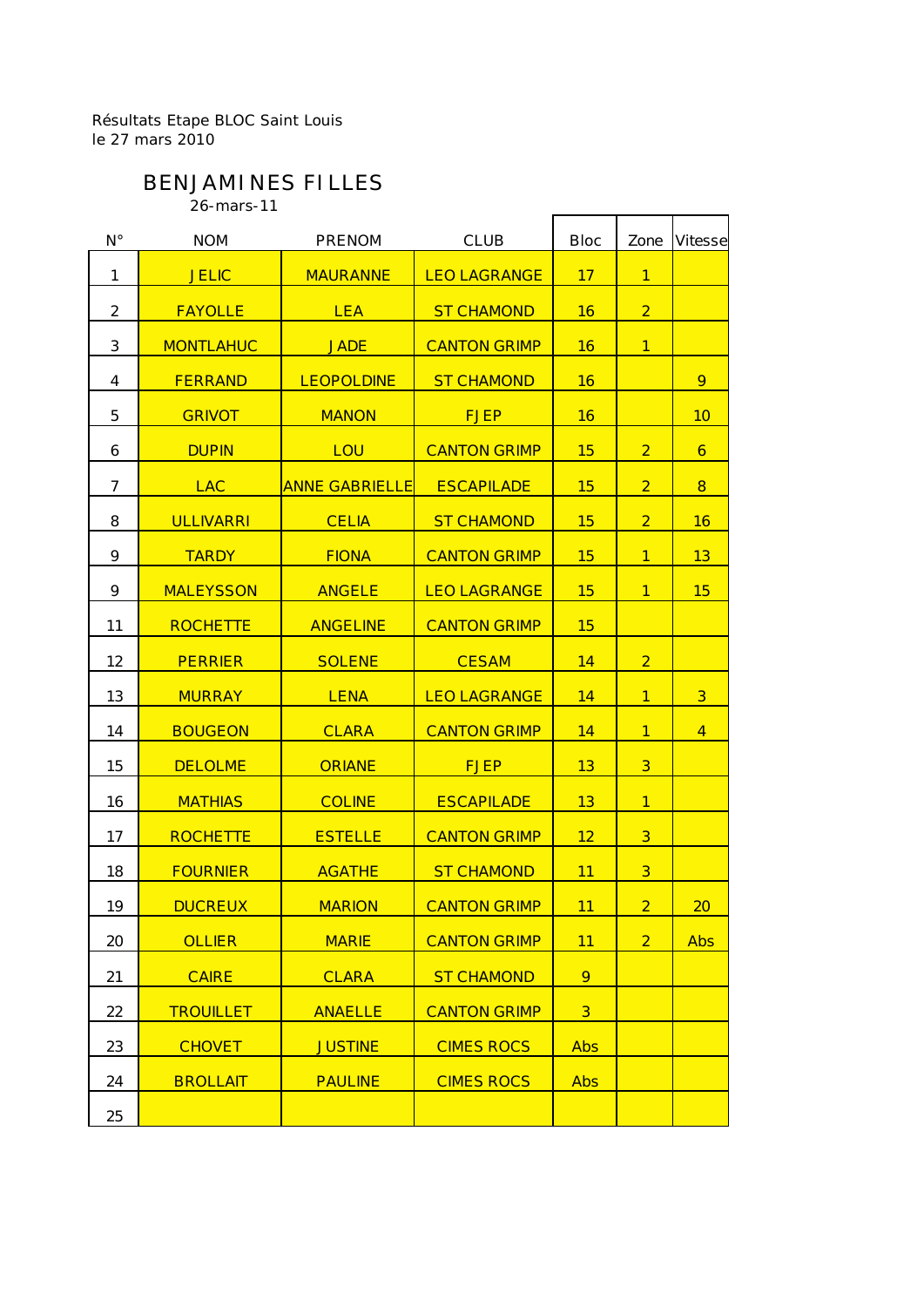Résultats Etape BLOC Saint Louis
le 27 mars 2010

## BENJAMINES FILLES

26-mars-11

| N° | NOM | PRENOM | CLUB | Bloc | Zone | Vitesse |
|---|---|---|---|---|---|---|
| 1 | JELIC | MAURANNE | LEO LAGRANGE | 17 | 1 | |
| 2 | FAYOLLE | LEA | ST CHAMOND | 16 | 2 | |
| 3 | MONTLAHUC | JADE | CANTON GRIMP | 16 | 1 | |
| 4 | FERRAND | LEOPOLDINE | ST CHAMOND | 16 | | 9 |
| 5 | GRIVOT | MANON | FJEP | 16 | | 10 |
| 6 | DUPIN | LOU | CANTON GRIMP | 15 | 2 | 6 |
| 7 | LAC | ANNE GABRIELLE | ESCAPILADE | 15 | 2 | 8 |
| 8 | ULLIVARRI | CELIA | ST CHAMOND | 15 | 2 | 16 |
| 9 | TARDY | FIONA | CANTON GRIMP | 15 | 1 | 13 |
| 9 | MALEYSSON | ANGELE | LEO LAGRANGE | 15 | 1 | 15 |
| 11 | ROCHETTE | ANGELINE | CANTON GRIMP | 15 | | |
| 12 | PERRIER | SOLENE | CESAM | 14 | 2 | |
| 13 | MURRAY | LENA | LEO LAGRANGE | 14 | 1 | 3 |
| 14 | BOUGEON | CLARA | CANTON GRIMP | 14 | 1 | 4 |
| 15 | DELOLME | ORIANE | FJEP | 13 | 3 | |
| 16 | MATHIAS | COLINE | ESCAPILADE | 13 | 1 | |
| 17 | ROCHETTE | ESTELLE | CANTON GRIMP | 12 | 3 | |
| 18 | FOURNIER | AGATHE | ST CHAMOND | 11 | 3 | |
| 19 | DUCREUX | MARION | CANTON GRIMP | 11 | 2 | 20 |
| 20 | OLLIER | MARIE | CANTON GRIMP | 11 | 2 | Abs |
| 21 | CAIRE | CLARA | ST CHAMOND | 9 | | |
| 22 | TROUILLET | ANAELLE | CANTON GRIMP | 3 | | |
| 23 | CHOVET | JUSTINE | CIMES ROCS | Abs | | |
| 24 | BROLLAIT | PAULINE | CIMES ROCS | Abs | | |
| 25 | | | | | | |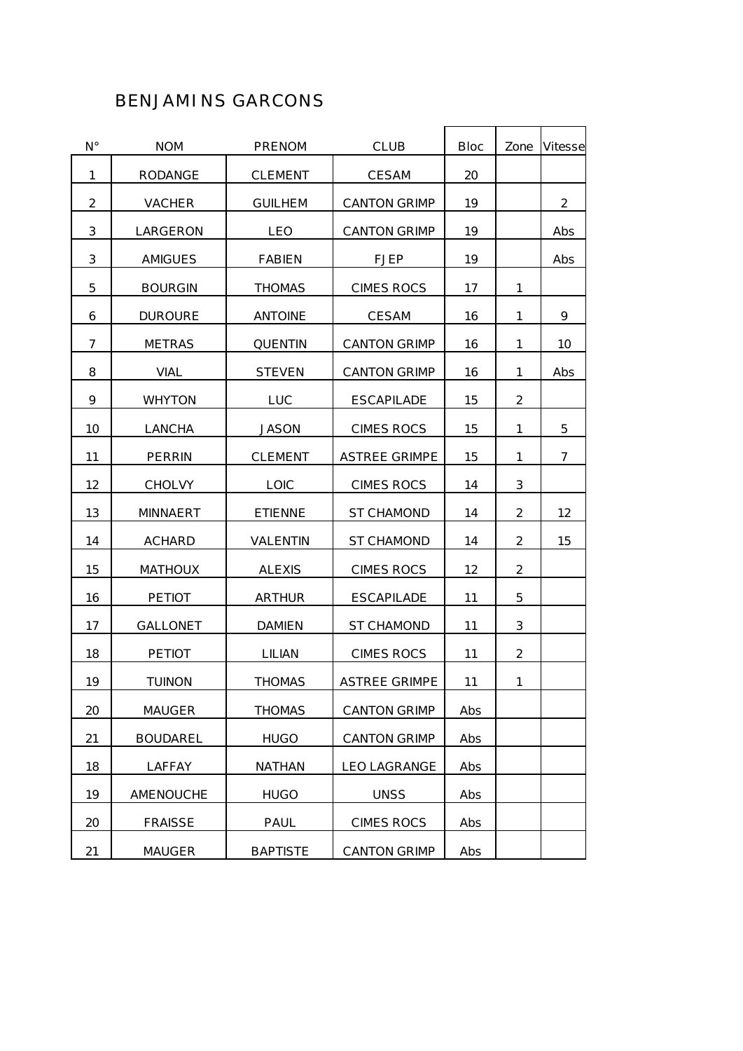# BENJAMINS GARCONS

| N° | NOM | PRENOM | CLUB | Bloc | Zone | Vitesse |
|---|---|---|---|---|---|---|
| 1 | RODANGE | CLEMENT | CESAM | 20 | | |
| 2 | VACHER | GUILHEM | CANTON GRIMP | 19 | | 2 |
| 3 | LARGERON | LEO | CANTON GRIMP | 19 | | Abs |
| 3 | AMIGUES | FABIEN | FJEP | 19 | | Abs |
| 5 | BOURGIN | THOMAS | CIMES ROCS | 17 | 1 | |
| 6 | DUROURE | ANTOINE | CESAM | 16 | 1 | 9 |
| 7 | METRAS | QUENTIN | CANTON GRIMP | 16 | 1 | 10 |
| 8 | VIAL | STEVEN | CANTON GRIMP | 16 | 1 | Abs |
| 9 | WHYTON | LUC | ESCAPILADE | 15 | 2 | |
| 10 | LANCHA | JASON | CIMES ROCS | 15 | 1 | 5 |
| 11 | PERRIN | CLEMENT | ASTREE GRIMPE | 15 | 1 | 7 |
| 12 | CHOLVY | LOIC | CIMES ROCS | 14 | 3 | |
| 13 | MINNAERT | ETIENNE | ST CHAMOND | 14 | 2 | 12 |
| 14 | ACHARD | VALENTIN | ST CHAMOND | 14 | 2 | 15 |
| 15 | MATHOUX | ALEXIS | CIMES ROCS | 12 | 2 | |
| 16 | PETIOT | ARTHUR | ESCAPILADE | 11 | 5 | |
| 17 | GALLONET | DAMIEN | ST CHAMOND | 11 | 3 | |
| 18 | PETIOT | LILIAN | CIMES ROCS | 11 | 2 | |
| 19 | TUINON | THOMAS | ASTREE GRIMPE | 11 | 1 | |
| 20 | MAUGER | THOMAS | CANTON GRIMP | Abs | | |
| 21 | BOUDAREL | HUGO | CANTON GRIMP | Abs | | |
| 18 | LAFFAY | NATHAN | LEO LAGRANGE | Abs | | |
| 19 | AMENOUCHE | HUGO | UNSS | Abs | | |
| 20 | FRAISSE | PAUL | CIMES ROCS | Abs | | |
| 21 | MAUGER | BAPTISTE | CANTON GRIMP | Abs | | |